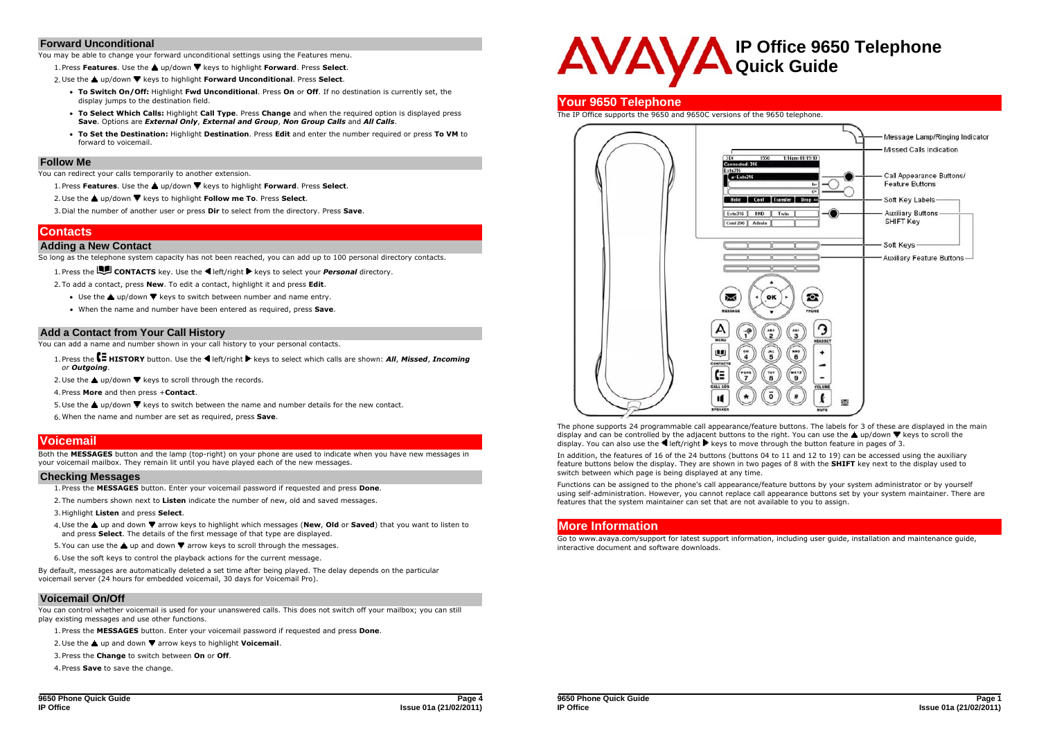## Forward Unconditional

You may be able to change your forward unconditional settings using the Features menu.

1. Press **Features**. Use the ▲ up/down ▼ keys to highlight **Forward**. Press **Select**.
2. Use the ▲ up/down ▼ keys to highlight **Forward Unconditional**. Press **Select**.
   - **To Switch On/Off:** Highlight **Fwd Unconditional**. Press **On** or **Off**. If no destination is currently set, the display jumps to the destination field.
   - **To Select Which Calls:** Highlight **Call Type**. Press **Change** and when the required option is displayed press **Save**. Options are ***External Only***, ***External and Group***, ***Non Group Calls*** and ***All Calls***.
   - **To Set the Destination:** Highlight **Destination**. Press **Edit** and enter the number required or press **To VM** to forward to voicemail.

## Follow Me

You can redirect your calls temporarily to another extension.

1. Press **Features**. Use the ▲ up/down ▼ keys to highlight **Forward**. Press **Select**.
2. Use the ▲ up/down ▼ keys to highlight **Follow me To**. Press **Select**.
3. Dial the number of another user or press **Dir** to select from the directory. Press **Save**.

# Contacts

## Adding a New Contact

So long as the telephone system capacity has not been reached, you can add up to 100 personal directory contacts.

1. Press the **CONTACTS** key. Use the ◀ left/right ▶ keys to select your ***Personal*** directory.
2. To add a contact, press **New**. To edit a contact, highlight it and press **Edit**.
   - Use the ▲ up/down ▼ keys to switch between number and name entry.
   - When the name and number have been entered as required, press **Save**.

## Add a Contact from Your Call History

You can add a name and number shown in your call history to your personal contacts.

1. Press the **HISTORY** button. Use the ◀ left/right ▶ keys to select which calls are shown: ***All***, ***Missed***, ***Incoming*** or ***Outgoing***.
2. Use the ▲ up/down ▼ keys to scroll through the records.
4. Press **More** and then press +**Contact**.
5. Use the ▲ up/down ▼ keys to switch between the name and number details for the new contact.
6. When the name and number are set as required, press **Save**.

# Voicemail

Both the **MESSAGES** button and the lamp (top-right) on your phone are used to indicate when you have new messages in your voicemail mailbox. They remain lit until you have played each of the new messages.

## Checking Messages

1. Press the **MESSAGES** button. Enter your voicemail password if requested and press **Done**.
2. The numbers shown next to **Listen** indicate the number of new, old and saved messages.
3. Highlight **Listen** and press **Select**.
4. Use the ▲ up and down ▼ arrow keys to highlight which messages (**New**, **Old** or **Saved**) that you want to listen to and press **Select**. The details of the first message of that type are displayed.
5. You can use the ▲ up and down ▼ arrow keys to scroll through the messages.
6. Use the soft keys to control the playback actions for the current message.

By default, messages are automatically deleted a set time after being played. The delay depends on the particular voicemail server (24 hours for embedded voicemail, 30 days for Voicemail Pro).

## Voicemail On/Off

You can control whether voicemail is used for your unanswered calls. This does not switch off your mailbox; you can still play existing messages and use other functions.

1. Press the **MESSAGES** button. Enter your voicemail password if requested and press **Done**.
2. Use the ▲ up and down ▼ arrow keys to highlight **Voicemail**.
3. Press the **Change** to switch between **On** or **Off**.
4. Press **Save** to save the change.

# AVAYA IP Office 9650 Telephone Quick Guide

# Your 9650 Telephone

The IP Office supports the 9650 and 9650C versions of the 9650 telephone.

Message Lamp/Ringing Indicator
Missed Calls Indication
Call Appearance Buttons/ Feature Buttons
Soft Key Labels
Auxiliary Buttons SHIFT Key
Soft Keys
Auxiliary Feature Buttons

The phone supports 24 programmable call appearance/feature buttons. The labels for 3 of these are displayed in the main display and can be controlled by the adjacent buttons to the right. You can use the ▲ up/down ▼ keys to scroll the display. You can also use the ◀ left/right ▶ keys to move through the button feature in pages of 3.

In addition, the features of 16 of the 24 buttons (buttons 04 to 11 and 12 to 19) can be accessed using the auxiliary feature buttons below the display. They are shown in two pages of 8 with the **SHIFT** key next to the display used to switch between which page is being displayed at any time.

Functions can be assigned to the phone's call appearance/feature buttons by your system administrator or by yourself using self-administration. However, you cannot replace call appearance buttons set by your system maintainer. There are features that the system maintainer can set that are not available to you to assign.

# More Information

Go to www.avaya.com/support for latest support information, including user guide, installation and maintenance guide, interactive document and software downloads.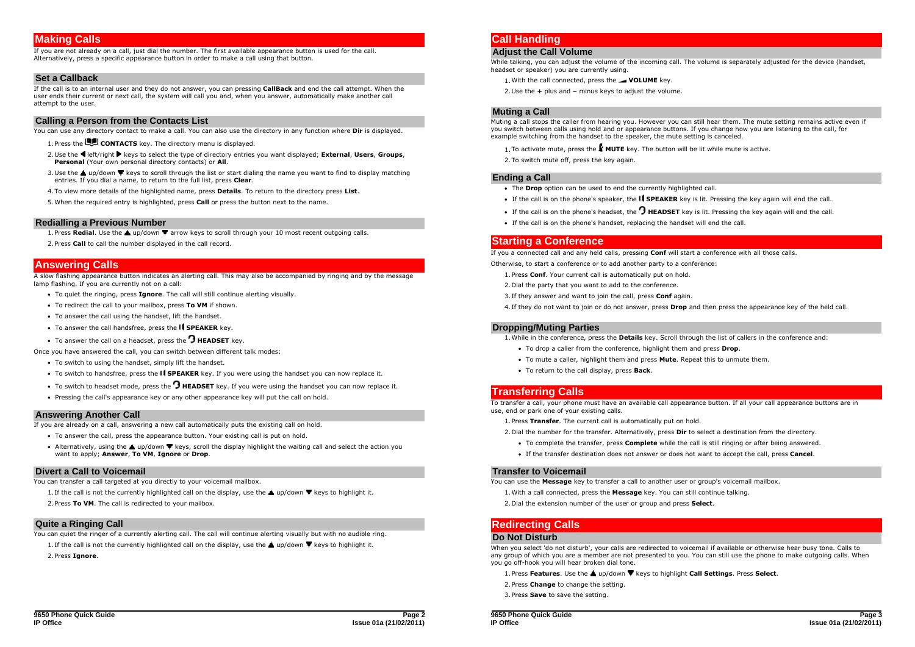# Making Calls

If you are not already on a call, just dial the number. The first available appearance button is used for the call. Alternatively, press a specific appearance button in order to make a call using that button.

## Set a Callback

If the call is to an internal user and they do not answer, you can pressing **CallBack** and end the call attempt. When the user ends their current or next call, the system will call you and, when you answer, automatically make another call attempt to the user.

## Calling a Person from the Contacts List

You can use any directory contact to make a call. You can also use the directory in any function where **Dir** is displayed.

1. Press the **CONTACTS** key. The directory menu is displayed.
2. Use the ◄ left/right ► keys to select the type of directory entries you want displayed; **External**, **Users**, **Groups**, **Personal** (Your own personal directory contacts) or **All**.
3. Use the ▲ up/down ▼ keys to scroll through the list or start dialing the name you want to find to display matching entries. If you dial a name, to return to the full list, press **Clear**.
4. To view more details of the highlighted name, press **Details**. To return to the directory press **List**.
5. When the required entry is highlighted, press **Call** or press the button next to the name.

## Redialling a Previous Number

1. Press **Redial**. Use the ▲ up/down ▼ arrow keys to scroll through your 10 most recent outgoing calls.
2. Press **Call** to call the number displayed in the call record.

# Answering Calls

A slow flashing appearance button indicates an alerting call. This may also be accompanied by ringing and by the message lamp flashing. If you are currently not on a call:

- To quiet the ringing, press **Ignore**. The call will still continue alerting visually.
- To redirect the call to your mailbox, press **To VM** if shown.
- To answer the call using the handset, lift the handset.
- To answer the call handsfree, press the **SPEAKER** key.
- To answer the call on a headset, press the **HEADSET** key.

Once you have answered the call, you can switch between different talk modes:

- To switch to using the handset, simply lift the handset.
- To switch to handsfree, press the **SPEAKER** key. If you were using the handset you can now replace it.
- To switch to headset mode, press the **HEADSET** key. If you were using the handset you can now replace it.
- Pressing the call's appearance key or any other appearance key will put the call on hold.

## Answering Another Call

If you are already on a call, answering a new call automatically puts the existing call on hold.

- To answer the call, press the appearance button. Your existing call is put on hold.
- Alternatively, using the ▲ up/down ▼ keys, scroll the display highlight the waiting call and select the action you want to apply; **Answer**, **To VM**, **Ignore** or **Drop**.

## Divert a Call to Voicemail

You can transfer a call targeted at you directly to your voicemail mailbox.

1. If the call is not the currently highlighted call on the display, use the ▲ up/down ▼ keys to highlight it.
2. Press **To VM**. The call is redirected to your mailbox.

## Quite a Ringing Call

You can quiet the ringer of a currently alerting call. The call will continue alerting visually but with no audible ring.

1. If the call is not the currently highlighted call on the display, use the ▲ up/down ▼ keys to highlight it.
2. Press **Ignore**.

# Call Handling

## Adjust the Call Volume

While talking, you can adjust the volume of the incoming call. The volume is separately adjusted for the device (handset, headset or speaker) you are currently using.

1. With the call connected, press the **VOLUME** key.
2. Use the **+** plus and **–** minus keys to adjust the volume.

## Muting a Call

Muting a call stops the caller from hearing you. However you can still hear them. The mute setting remains active even if you switch between calls using hold and or appearance buttons. If you change how you are listening to the call, for example switching from the handset to the speaker, the mute setting is canceled.

1. To activate mute, press the **MUTE** key. The button will be lit while mute is active.
2. To switch mute off, press the key again.

## Ending a Call

- The **Drop** option can be used to end the currently highlighted call.
- If the call is on the phone's speaker, the **SPEAKER** key is lit. Pressing the key again will end the call.
- If the call is on the phone's headset, the **HEADSET** key is lit. Pressing the key again will end the call.
- If the call is on the phone's handset, replacing the handset will end the call.

# Starting a Conference

If you a connected call and any held calls, pressing **Conf** will start a conference with all those calls.

Otherwise, to start a conference or to add another party to a conference:

1. Press **Conf**. Your current call is automatically put on hold.
2. Dial the party that you want to add to the conference.
3. If they answer and want to join the call, press **Conf** again.
4. If they do not want to join or do not answer, press **Drop** and then press the appearance key of the held call.

## Dropping/Muting Parties

1. While in the conference, press the **Details** key. Scroll through the list of callers in the conference and:
   - To drop a caller from the conference, highlight them and press **Drop**.
   - To mute a caller, highlight them and press **Mute**. Repeat this to unmute them.
   - To return to the call display, press **Back**.

# Transferring Calls

To transfer a call, your phone must have an available call appearance button. If all your call appearance buttons are in use, end or park one of your existing calls.

1. Press **Transfer**. The current call is automatically put on hold.
2. Dial the number for the transfer. Alternatively, press **Dir** to select a destination from the directory.
   - To complete the transfer, press **Complete** while the call is still ringing or after being answered.
   - If the transfer destination does not answer or does not want to accept the call, press **Cancel**.

## Transfer to Voicemail

You can use the **Message** key to transfer a call to another user or group's voicemail mailbox.

1. With a call connected, press the **Message** key. You can still continue talking.
2. Dial the extension number of the user or group and press **Select**.

# Redirecting Calls

## Do Not Disturb

When you select 'do not disturb', your calls are redirected to voicemail if available or otherwise hear busy tone. Calls to any group of which you are a member are not presented to you. You can still use the phone to make outgoing calls. When you go off-hook you will hear broken dial tone.

1. Press **Features**. Use the ▲ up/down ▼ keys to highlight **Call Settings**. Press **Select**.
2. Press **Change** to change the setting.
3. Press **Save** to save the setting.